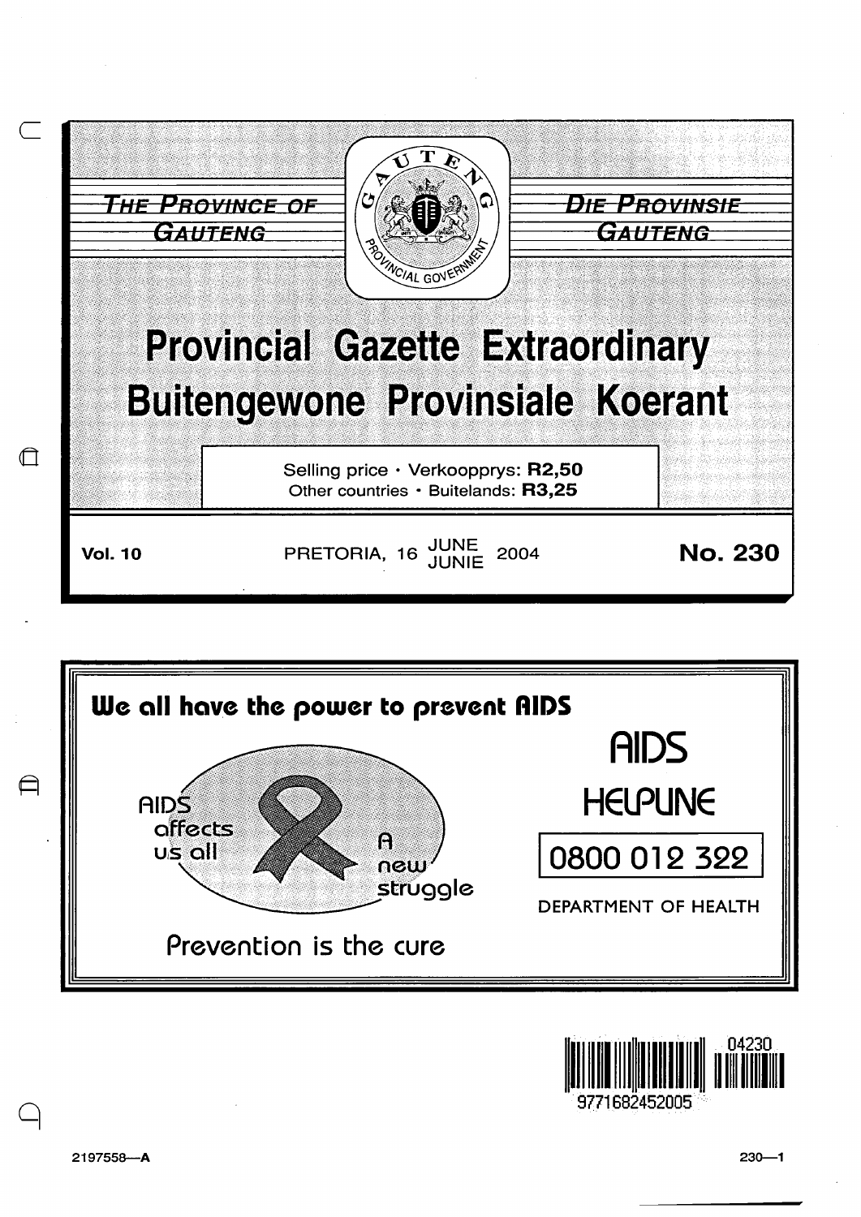THE PROVINCE OF GAUTENG

DIE PROVINSIE GAUTENG

# Provincial Gazette Extraordinary
# Buitengewone Provinsiale Koerant

Selling price · Verkoopprys: **R2,50**
Other countries · Buitelands: **R3,25**

**Vol. 10** PRETORIA, 16 JUNE / JUNIE 2004 **No. 230**

**We all have the power to prevent AIDS**

AIDS affects us all

A new struggle

Prevention is the cure

AIDS HELPLINE

0800 012 322

DEPARTMENT OF HEALTH

2197558—A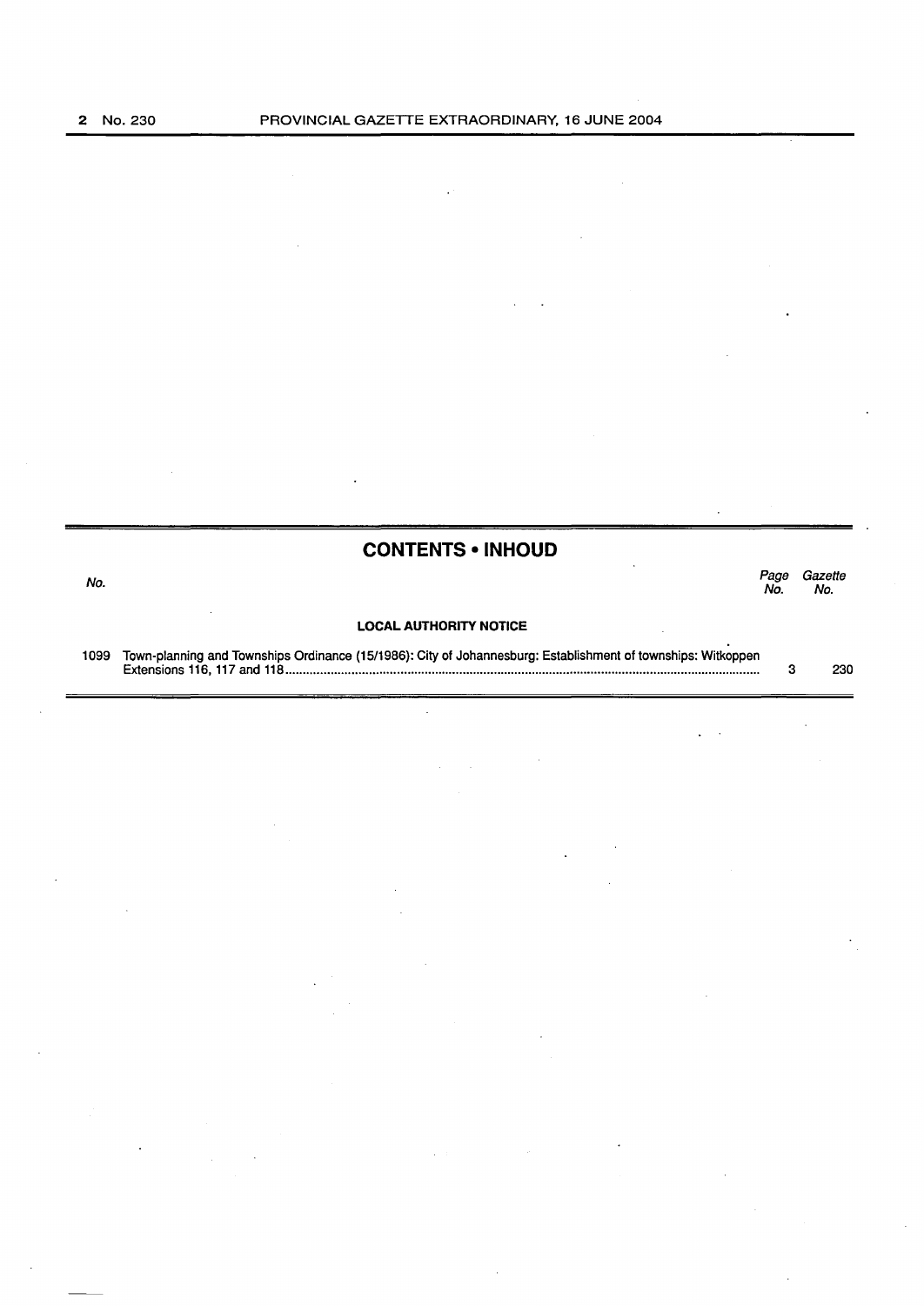## CONTENTS • INHOUD

| No. | | Page No. | Gazette No. |
|---|---|---|---|
| | **LOCAL AUTHORITY NOTICE** | | |
| 1099 | Town-planning and Townships Ordinance (15/1986): City of Johannesburg: Establishment of townships: Witkoppen Extensions 116, 117 and 118 | 3 | 230 |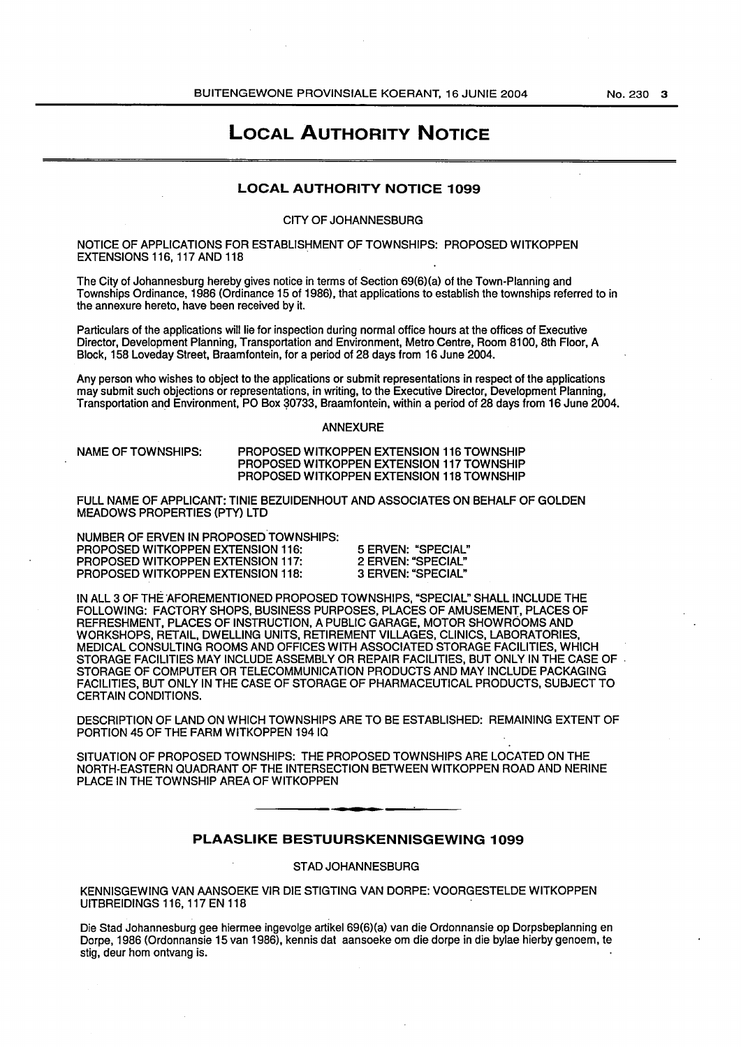# LOCAL AUTHORITY NOTICE

## LOCAL AUTHORITY NOTICE 1099

CITY OF JOHANNESBURG

NOTICE OF APPLICATIONS FOR ESTABLISHMENT OF TOWNSHIPS: PROPOSED WITKOPPEN EXTENSIONS 116, 117 AND 118

The City of Johannesburg hereby gives notice in terms of Section 69(6)(a) of the Town-Planning and Townships Ordinance, 1986 (Ordinance 15 of 1986), that applications to establish the townships referred to in the annexure hereto, have been received by it.

Particulars of the applications will lie for inspection during normal office hours at the offices of Executive Director, Development Planning, Transportation and Environment, Metro Centre, Room 8100, 8th Floor, A Block, 158 Loveday Street, Braamfontein, for a period of 28 days from 16 June 2004.

Any person who wishes to object to the applications or submit representations in respect of the applications may submit such objections or representations, in writing, to the Executive Director, Development Planning, Transportation and Environment, PO Box 30733, Braamfontein, within a period of 28 days from 16 June 2004.

ANNEXURE

NAME OF TOWNSHIPS: PROPOSED WITKOPPEN EXTENSION 116 TOWNSHIP
PROPOSED WITKOPPEN EXTENSION 117 TOWNSHIP
PROPOSED WITKOPPEN EXTENSION 118 TOWNSHIP

FULL NAME OF APPLICANT: TINIE BEZUIDENHOUT AND ASSOCIATES ON BEHALF OF GOLDEN MEADOWS PROPERTIES (PTY) LTD

NUMBER OF ERVEN IN PROPOSED TOWNSHIPS:
PROPOSED WITKOPPEN EXTENSION 116: 5 ERVEN: "SPECIAL"
PROPOSED WITKOPPEN EXTENSION 117: 2 ERVEN: "SPECIAL"
PROPOSED WITKOPPEN EXTENSION 118: 3 ERVEN: "SPECIAL"

IN ALL 3 OF THE AFOREMENTIONED PROPOSED TOWNSHIPS, "SPECIAL" SHALL INCLUDE THE FOLLOWING: FACTORY SHOPS, BUSINESS PURPOSES, PLACES OF AMUSEMENT, PLACES OF REFRESHMENT, PLACES OF INSTRUCTION, A PUBLIC GARAGE, MOTOR SHOWROOMS AND WORKSHOPS, RETAIL, DWELLING UNITS, RETIREMENT VILLAGES, CLINICS, LABORATORIES, MEDICAL CONSULTING ROOMS AND OFFICES WITH ASSOCIATED STORAGE FACILITIES, WHICH STORAGE FACILITIES MAY INCLUDE ASSEMBLY OR REPAIR FACILITIES, BUT ONLY IN THE CASE OF STORAGE OF COMPUTER OR TELECOMMUNICATION PRODUCTS AND MAY INCLUDE PACKAGING FACILITIES, BUT ONLY IN THE CASE OF STORAGE OF PHARMACEUTICAL PRODUCTS, SUBJECT TO CERTAIN CONDITIONS.

DESCRIPTION OF LAND ON WHICH TOWNSHIPS ARE TO BE ESTABLISHED: REMAINING EXTENT OF PORTION 45 OF THE FARM WITKOPPEN 194 IQ

SITUATION OF PROPOSED TOWNSHIPS: THE PROPOSED TOWNSHIPS ARE LOCATED ON THE NORTH-EASTERN QUADRANT OF THE INTERSECTION BETWEEN WITKOPPEN ROAD AND NERINE PLACE IN THE TOWNSHIP AREA OF WITKOPPEN

---

## PLAASLIKE BESTUURSKENNISGEWING 1099

STAD JOHANNESBURG

KENNISGEWING VAN AANSOEKE VIR DIE STIGTING VAN DORPE: VOORGESTELDE WITKOPPEN UITBREIDINGS 116, 117 EN 118

Die Stad Johannesburg gee hiermee ingevolge artikel 69(6)(a) van die Ordonnansie op Dorpsbeplanning en Dorpe, 1986 (Ordonnansie 15 van 1986), kennis dat aansoeke om die dorpe in die bylae hierby genoem, te stig, deur hom ontvang is.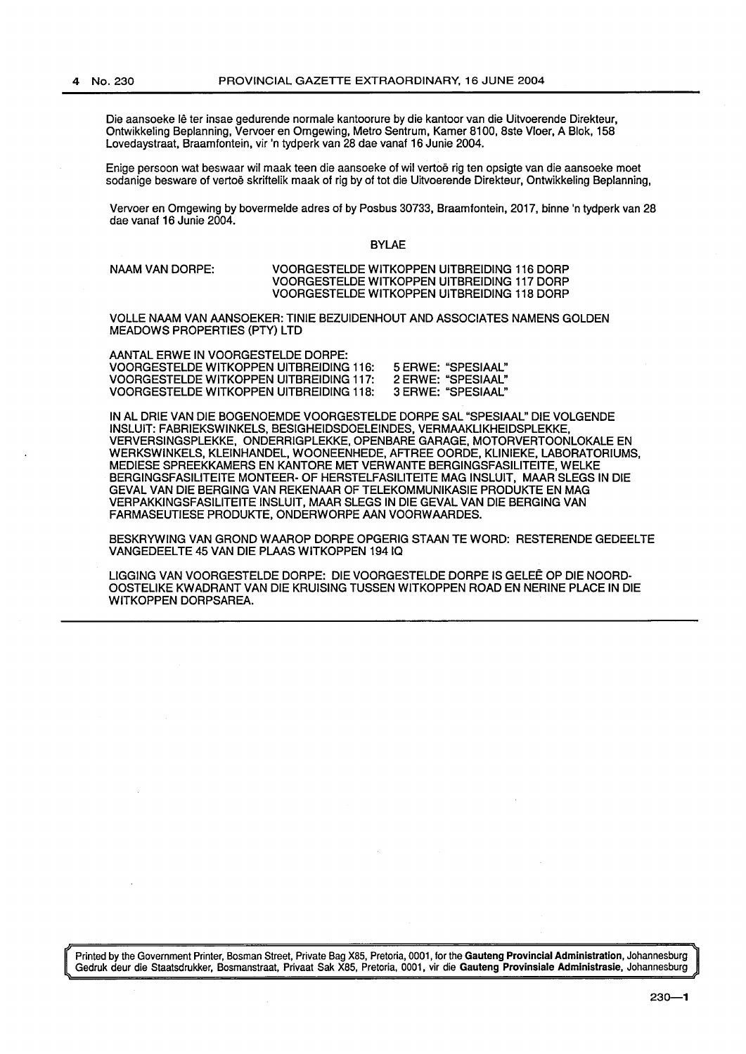Die aansoeke lê ter insae gedurende normale kantoorure by die kantoor van die Uitvoerende Direkteur, Ontwikkeling Beplanning, Vervoer en Omgewing, Metro Sentrum, Kamer 8100, 8ste Vloer, A Blok, 158 Lovedaystraat, Braamfontein, vir 'n tydperk van 28 dae vanaf 16 Junie 2004.

Enige persoon wat beswaar wil maak teen die aansoeke of wil vertoë rig ten opsigte van die aansoeke moet sodanige besware of vertoë skriftelik maak of rig by of tot die Uitvoerende Direkteur, Ontwikkeling Beplanning,

Vervoer en Omgewing by bovermelde adres of by Posbus 30733, Braamfontein, 2017, binne 'n tydperk van 28 dae vanaf 16 Junie 2004.

BYLAE

NAAM VAN DORPE: VOORGESTELDE WITKOPPEN UITBREIDING 116 DORP
VOORGESTELDE WITKOPPEN UITBREIDING 117 DORP
VOORGESTELDE WITKOPPEN UITBREIDING 118 DORP

VOLLE NAAM VAN AANSOEKER: TINIE BEZUIDENHOUT AND ASSOCIATES NAMENS GOLDEN MEADOWS PROPERTIES (PTY) LTD

AANTAL ERWE IN VOORGESTELDE DORPE:

| | |
|---|---|
| VOORGESTELDE WITKOPPEN UITBREIDING 116: | 5 ERWE: "SPESIAAL" |
| VOORGESTELDE WITKOPPEN UITBREIDING 117: | 2 ERWE: "SPESIAAL" |
| VOORGESTELDE WITKOPPEN UITBREIDING 118: | 3 ERWE: "SPESIAAL" |

IN AL DRIE VAN DIE BOGENOEMDE VOORGESTELDE DORPE SAL "SPESIAAL" DIE VOLGENDE INSLUIT: FABRIEKSWINKELS, BESIGHEIDSDOELEINDES, VERMAAKLIKHEIDSPLEKKE, VERVERSINGSPLEKKE, ONDERRIGPLEKKE, OPENBARE GARAGE, MOTORVERTOONLOKALE EN WERKSWINKELS, KLEINHANDEL, WOONEENHEDE, AFTREE OORDE, KLINIEKE, LABORATORIUMS, MEDIESE SPREEKKAMERS EN KANTORE MET VERWANTE BERGINGSFASILITEITE, WELKE BERGINGSFASILITEITE MONTEER- OF HERSTELFASILITEITE MAG INSLUIT, MAAR SLEGS IN DIE GEVAL VAN DIE BERGING VAN REKENAAR OF TELEKOMMUNIKASIE PRODUKTE EN MAG VERPAKKINGSFASILITEITE INSLUIT, MAAR SLEGS IN DIE GEVAL VAN DIE BERGING VAN FARMASEUTIESE PRODUKTE, ONDERWORPE AAN VOORWAARDES.

BESKRYWING VAN GROND WAAROP DORPE OPGERIG STAAN TE WORD: RESTERENDE GEDEELTE VANGEDEELTE 45 VAN DIE PLAAS WITKOPPEN 194 IQ

LIGGING VAN VOORGESTELDE DORPE: DIE VOORGESTELDE DORPE IS GELEË OP DIE NOORD-OOSTELIKE KWADRANT VAN DIE KRUISING TUSSEN WITKOPPEN ROAD EN NERINE PLACE IN DIE WITKOPPEN DORPSAREA.

Printed by the Government Printer, Bosman Street, Private Bag X85, Pretoria, 0001, for the **Gauteng Provincial Administration**, Johannesburg
Gedruk deur die Staatsdrukker, Bosmanstraat, Privaat Sak X85, Pretoria, 0001, vir die **Gauteng Provinsiale Administrasie**, Johannesburg